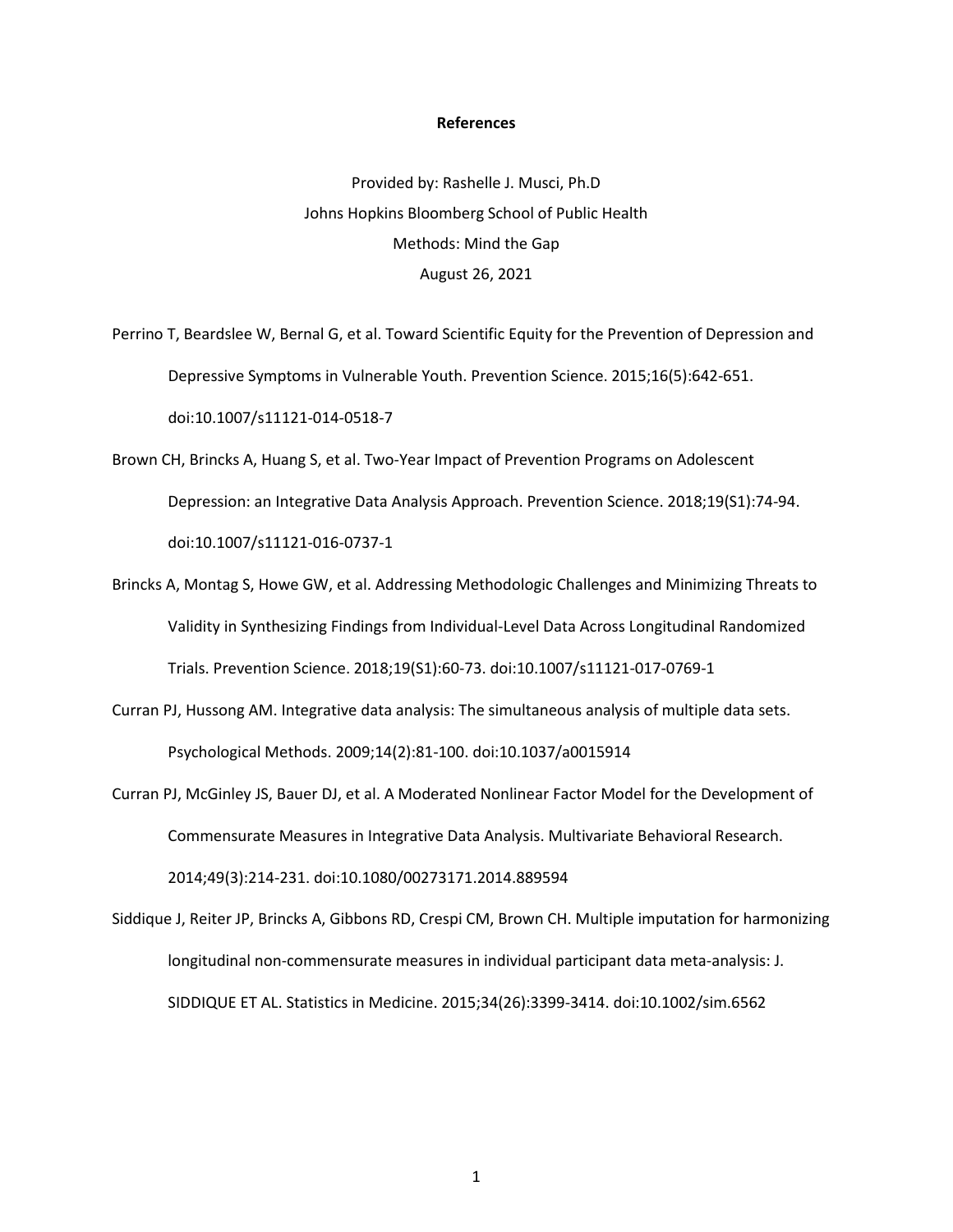# References

Provided by: Rashelle J. Musci, Ph.D
Johns Hopkins Bloomberg School of Public Health
Methods: Mind the Gap
August 26, 2021

Perrino T, Beardslee W, Bernal G, et al. Toward Scientific Equity for the Prevention of Depression and Depressive Symptoms in Vulnerable Youth. Prevention Science. 2015;16(5):642-651. doi:10.1007/s11121-014-0518-7

Brown CH, Brincks A, Huang S, et al. Two-Year Impact of Prevention Programs on Adolescent Depression: an Integrative Data Analysis Approach. Prevention Science. 2018;19(S1):74-94. doi:10.1007/s11121-016-0737-1

Brincks A, Montag S, Howe GW, et al. Addressing Methodologic Challenges and Minimizing Threats to Validity in Synthesizing Findings from Individual-Level Data Across Longitudinal Randomized Trials. Prevention Science. 2018;19(S1):60-73. doi:10.1007/s11121-017-0769-1

Curran PJ, Hussong AM. Integrative data analysis: The simultaneous analysis of multiple data sets. Psychological Methods. 2009;14(2):81-100. doi:10.1037/a0015914

Curran PJ, McGinley JS, Bauer DJ, et al. A Moderated Nonlinear Factor Model for the Development of Commensurate Measures in Integrative Data Analysis. Multivariate Behavioral Research. 2014;49(3):214-231. doi:10.1080/00273171.2014.889594

Siddique J, Reiter JP, Brincks A, Gibbons RD, Crespi CM, Brown CH. Multiple imputation for harmonizing longitudinal non-commensurate measures in individual participant data meta-analysis: J. SIDDIQUE ET AL. Statistics in Medicine. 2015;34(26):3399-3414. doi:10.1002/sim.6562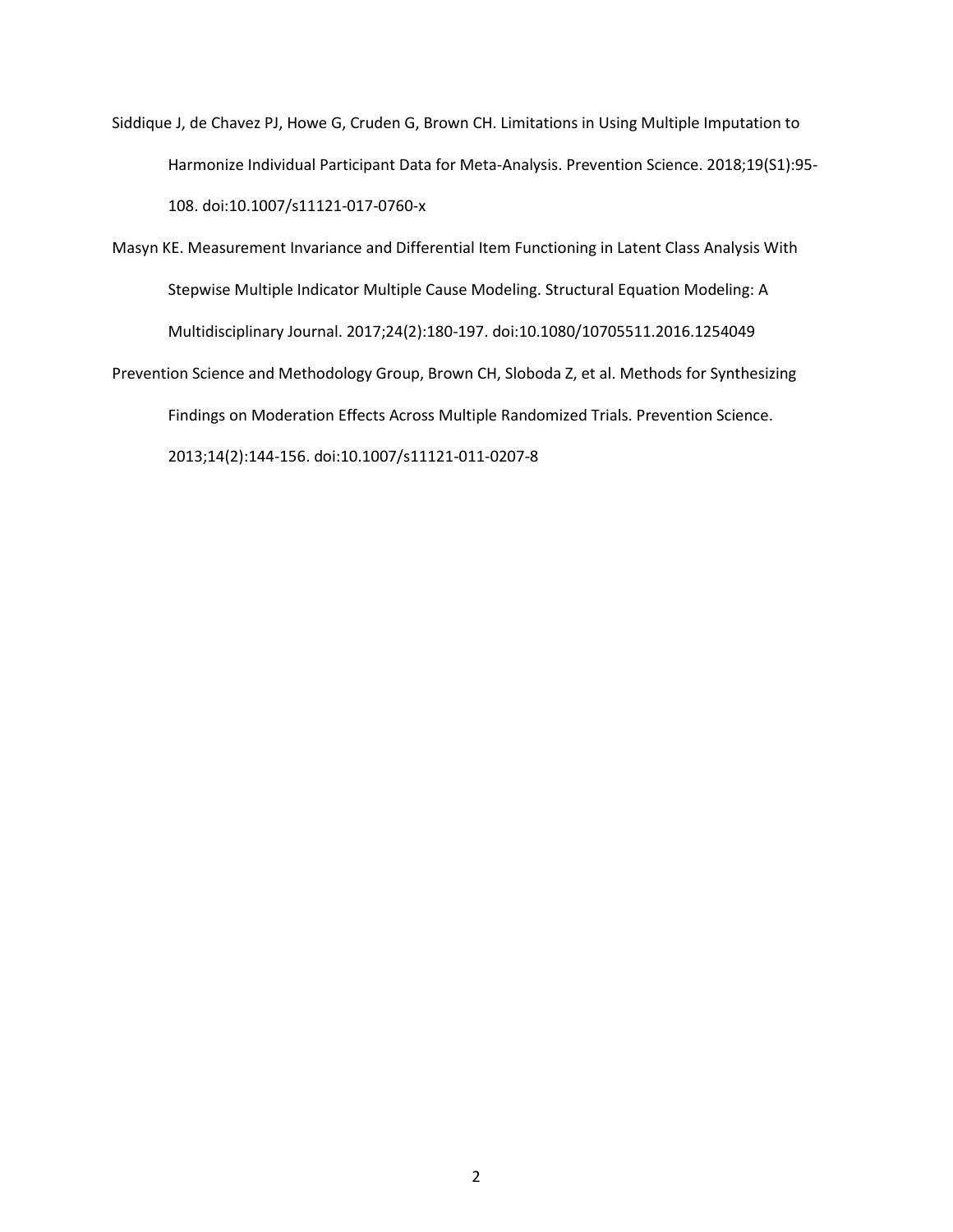Siddique J, de Chavez PJ, Howe G, Cruden G, Brown CH. Limitations in Using Multiple Imputation to Harmonize Individual Participant Data for Meta-Analysis. Prevention Science. 2018;19(S1):95-108. doi:10.1007/s11121-017-0760-x

Masyn KE. Measurement Invariance and Differential Item Functioning in Latent Class Analysis With Stepwise Multiple Indicator Multiple Cause Modeling. Structural Equation Modeling: A Multidisciplinary Journal. 2017;24(2):180-197. doi:10.1080/10705511.2016.1254049

Prevention Science and Methodology Group, Brown CH, Sloboda Z, et al. Methods for Synthesizing Findings on Moderation Effects Across Multiple Randomized Trials. Prevention Science. 2013;14(2):144-156. doi:10.1007/s11121-011-0207-8